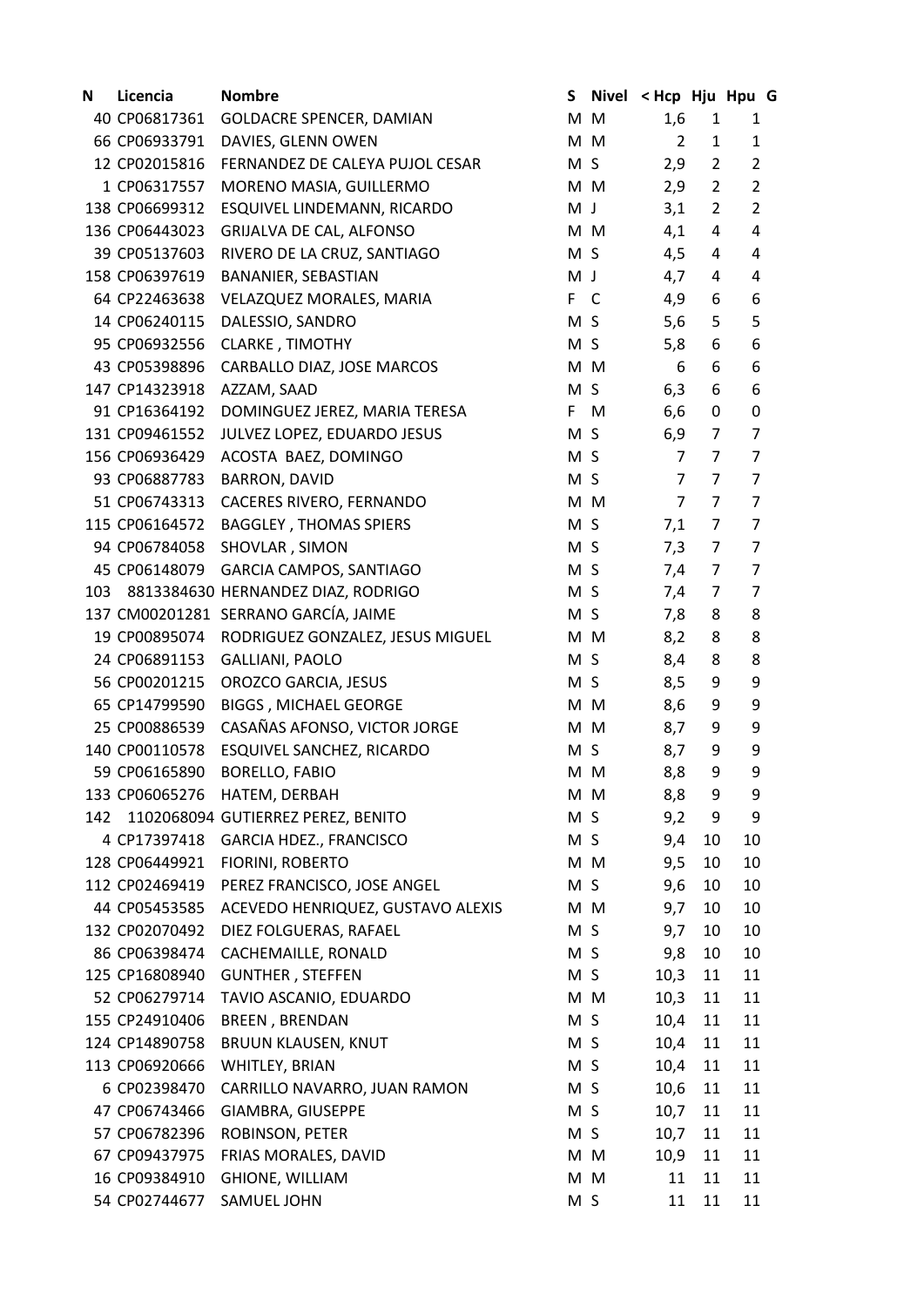| N | Licencia | Nombre | S | Nivel | < Hcp | Hju | Hpu | G |
|---|---|---|---|---|---|---|---|---|
| 40 | CP06817361 | GOLDACRE SPENCER, DAMIAN | M | M | 1,6 | 1 | 1 | |
| 66 | CP06933791 | DAVIES, GLENN OWEN | M | M | 2 | 1 | 1 | |
| 12 | CP02015816 | FERNANDEZ DE CALEYA PUJOL CESAR | M | S | 2,9 | 2 | 2 | |
| 1 | CP06317557 | MORENO MASIA, GUILLERMO | M | M | 2,9 | 2 | 2 | |
| 138 | CP06699312 | ESQUIVEL LINDEMANN, RICARDO | M | J | 3,1 | 2 | 2 | |
| 136 | CP06443023 | GRIJALVA DE CAL, ALFONSO | M | M | 4,1 | 4 | 4 | |
| 39 | CP05137603 | RIVERO DE LA CRUZ, SANTIAGO | M | S | 4,5 | 4 | 4 | |
| 158 | CP06397619 | BANANIER, SEBASTIAN | M | J | 4,7 | 4 | 4 | |
| 64 | CP22463638 | VELAZQUEZ MORALES, MARIA | F | C | 4,9 | 6 | 6 | |
| 14 | CP06240115 | DALESSIO, SANDRO | M | S | 5,6 | 5 | 5 | |
| 95 | CP06932556 | CLARKE , TIMOTHY | M | S | 5,8 | 6 | 6 | |
| 43 | CP05398896 | CARBALLO DIAZ, JOSE MARCOS | M | M | 6 | 6 | 6 | |
| 147 | CP14323918 | AZZAM, SAAD | M | S | 6,3 | 6 | 6 | |
| 91 | CP16364192 | DOMINGUEZ JEREZ, MARIA TERESA | F | M | 6,6 | 0 | 0 | |
| 131 | CP09461552 | JULVEZ LOPEZ, EDUARDO JESUS | M | S | 6,9 | 7 | 7 | |
| 156 | CP06936429 | ACOSTA BAEZ, DOMINGO | M | S | 7 | 7 | 7 | |
| 93 | CP06887783 | BARRON, DAVID | M | S | 7 | 7 | 7 | |
| 51 | CP06743313 | CACERES RIVERO, FERNANDO | M | M | 7 | 7 | 7 | |
| 115 | CP06164572 | BAGGLEY , THOMAS SPIERS | M | S | 7,1 | 7 | 7 | |
| 94 | CP06784058 | SHOVLAR , SIMON | M | S | 7,3 | 7 | 7 | |
| 45 | CP06148079 | GARCIA CAMPOS, SANTIAGO | M | S | 7,4 | 7 | 7 | |
| 103 | 8813384630 | HERNANDEZ DIAZ, RODRIGO | M | S | 7,4 | 7 | 7 | |
| 137 | CM00201281 | SERRANO GARCÍA, JAIME | M | S | 7,8 | 8 | 8 | |
| 19 | CP00895074 | RODRIGUEZ GONZALEZ, JESUS MIGUEL | M | M | 8,2 | 8 | 8 | |
| 24 | CP06891153 | GALLIANI, PAOLO | M | S | 8,4 | 8 | 8 | |
| 56 | CP00201215 | OROZCO GARCIA, JESUS | M | S | 8,5 | 9 | 9 | |
| 65 | CP14799590 | BIGGS , MICHAEL GEORGE | M | M | 8,6 | 9 | 9 | |
| 25 | CP00886539 | CASAÑAS AFONSO, VICTOR JORGE | M | M | 8,7 | 9 | 9 | |
| 140 | CP00110578 | ESQUIVEL SANCHEZ, RICARDO | M | S | 8,7 | 9 | 9 | |
| 59 | CP06165890 | BORELLO, FABIO | M | M | 8,8 | 9 | 9 | |
| 133 | CP06065276 | HATEM, DERBAH | M | M | 8,8 | 9 | 9 | |
| 142 | 1102068094 | GUTIERREZ PEREZ, BENITO | M | S | 9,2 | 9 | 9 | |
| 4 | CP17397418 | GARCIA HDEZ., FRANCISCO | M | S | 9,4 | 10 | 10 | |
| 128 | CP06449921 | FIORINI, ROBERTO | M | M | 9,5 | 10 | 10 | |
| 112 | CP02469419 | PEREZ FRANCISCO, JOSE ANGEL | M | S | 9,6 | 10 | 10 | |
| 44 | CP05453585 | ACEVEDO HENRIQUEZ, GUSTAVO ALEXIS | M | M | 9,7 | 10 | 10 | |
| 132 | CP02070492 | DIEZ FOLGUERAS, RAFAEL | M | S | 9,7 | 10 | 10 | |
| 86 | CP06398474 | CACHEMAILLE, RONALD | M | S | 9,8 | 10 | 10 | |
| 125 | CP16808940 | GUNTHER , STEFFEN | M | S | 10,3 | 11 | 11 | |
| 52 | CP06279714 | TAVIO ASCANIO, EDUARDO | M | M | 10,3 | 11 | 11 | |
| 155 | CP24910406 | BREEN , BRENDAN | M | S | 10,4 | 11 | 11 | |
| 124 | CP14890758 | BRUUN KLAUSEN, KNUT | M | S | 10,4 | 11 | 11 | |
| 113 | CP06920666 | WHITLEY, BRIAN | M | S | 10,4 | 11 | 11 | |
| 6 | CP02398470 | CARRILLO NAVARRO, JUAN RAMON | M | S | 10,6 | 11 | 11 | |
| 47 | CP06743466 | GIAMBRA, GIUSEPPE | M | S | 10,7 | 11 | 11 | |
| 57 | CP06782396 | ROBINSON, PETER | M | S | 10,7 | 11 | 11 | |
| 67 | CP09437975 | FRIAS MORALES, DAVID | M | M | 10,9 | 11 | 11 | |
| 16 | CP09384910 | GHIONE, WILLIAM | M | M | 11 | 11 | 11 | |
| 54 | CP02744677 | SAMUEL JOHN | M | S | 11 | 11 | 11 | |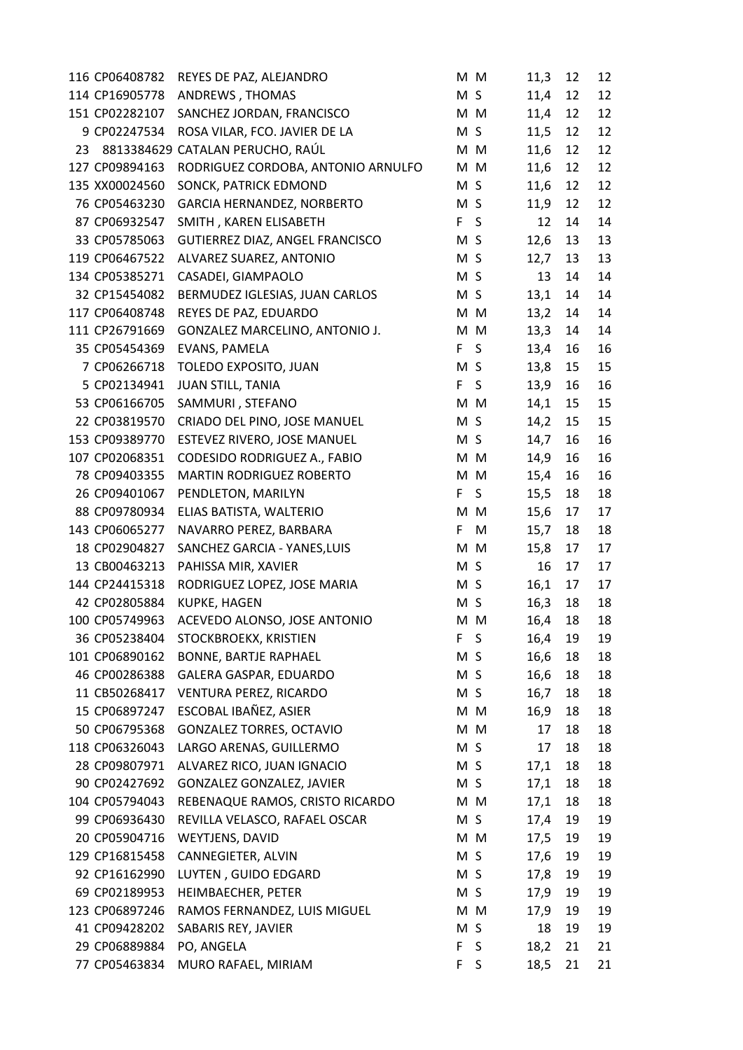| | | | | | | | |
|---|---|---|---|---|---|---|---|
| 116 | CP06408782 | REYES DE PAZ, ALEJANDRO | M | M | 11,3 | 12 | 12 |
| 114 | CP16905778 | ANDREWS , THOMAS | M | S | 11,4 | 12 | 12 |
| 151 | CP02282107 | SANCHEZ JORDAN, FRANCISCO | M | M | 11,4 | 12 | 12 |
| 9 | CP02247534 | ROSA VILAR, FCO. JAVIER DE LA | M | S | 11,5 | 12 | 12 |
| 23 | 8813384629 | CATALAN PERUCHO, RAÚL | M | M | 11,6 | 12 | 12 |
| 127 | CP09894163 | RODRIGUEZ CORDOBA, ANTONIO ARNULFO | M | M | 11,6 | 12 | 12 |
| 135 | XX00024560 | SONCK, PATRICK EDMOND | M | S | 11,6 | 12 | 12 |
| 76 | CP05463230 | GARCIA HERNANDEZ, NORBERTO | M | S | 11,9 | 12 | 12 |
| 87 | CP06932547 | SMITH , KAREN ELISABETH | F | S | 12 | 14 | 14 |
| 33 | CP05785063 | GUTIERREZ DIAZ, ANGEL FRANCISCO | M | S | 12,6 | 13 | 13 |
| 119 | CP06467522 | ALVAREZ SUAREZ, ANTONIO | M | S | 12,7 | 13 | 13 |
| 134 | CP05385271 | CASADEI, GIAMPAOLO | M | S | 13 | 14 | 14 |
| 32 | CP15454082 | BERMUDEZ IGLESIAS, JUAN CARLOS | M | S | 13,1 | 14 | 14 |
| 117 | CP06408748 | REYES DE PAZ, EDUARDO | M | M | 13,2 | 14 | 14 |
| 111 | CP26791669 | GONZALEZ MARCELINO, ANTONIO J. | M | M | 13,3 | 14 | 14 |
| 35 | CP05454369 | EVANS, PAMELA | F | S | 13,4 | 16 | 16 |
| 7 | CP06266718 | TOLEDO EXPOSITO, JUAN | M | S | 13,8 | 15 | 15 |
| 5 | CP02134941 | JUAN STILL, TANIA | F | S | 13,9 | 16 | 16 |
| 53 | CP06166705 | SAMMURI , STEFANO | M | M | 14,1 | 15 | 15 |
| 22 | CP03819570 | CRIADO DEL PINO, JOSE MANUEL | M | S | 14,2 | 15 | 15 |
| 153 | CP09389770 | ESTEVEZ RIVERO, JOSE MANUEL | M | S | 14,7 | 16 | 16 |
| 107 | CP02068351 | CODESIDO RODRIGUEZ A., FABIO | M | M | 14,9 | 16 | 16 |
| 78 | CP09403355 | MARTIN RODRIGUEZ ROBERTO | M | M | 15,4 | 16 | 16 |
| 26 | CP09401067 | PENDLETON, MARILYN | F | S | 15,5 | 18 | 18 |
| 88 | CP09780934 | ELIAS BATISTA, WALTERIO | M | M | 15,6 | 17 | 17 |
| 143 | CP06065277 | NAVARRO PEREZ, BARBARA | F | M | 15,7 | 18 | 18 |
| 18 | CP02904827 | SANCHEZ GARCIA - YANES,LUIS | M | M | 15,8 | 17 | 17 |
| 13 | CB00463213 | PAHISSA MIR, XAVIER | M | S | 16 | 17 | 17 |
| 144 | CP24415318 | RODRIGUEZ LOPEZ, JOSE MARIA | M | S | 16,1 | 17 | 17 |
| 42 | CP02805884 | KUPKE, HAGEN | M | S | 16,3 | 18 | 18 |
| 100 | CP05749963 | ACEVEDO ALONSO, JOSE ANTONIO | M | M | 16,4 | 18 | 18 |
| 36 | CP05238404 | STOCKBROEKX, KRISTIEN | F | S | 16,4 | 19 | 19 |
| 101 | CP06890162 | BONNE, BARTJE RAPHAEL | M | S | 16,6 | 18 | 18 |
| 46 | CP00286388 | GALERA GASPAR, EDUARDO | M | S | 16,6 | 18 | 18 |
| 11 | CB50268417 | VENTURA PEREZ, RICARDO | M | S | 16,7 | 18 | 18 |
| 15 | CP06897247 | ESCOBAL IBAÑEZ, ASIER | M | M | 16,9 | 18 | 18 |
| 50 | CP06795368 | GONZALEZ TORRES, OCTAVIO | M | M | 17 | 18 | 18 |
| 118 | CP06326043 | LARGO ARENAS, GUILLERMO | M | S | 17 | 18 | 18 |
| 28 | CP09807971 | ALVAREZ RICO, JUAN IGNACIO | M | S | 17,1 | 18 | 18 |
| 90 | CP02427692 | GONZALEZ GONZALEZ, JAVIER | M | S | 17,1 | 18 | 18 |
| 104 | CP05794043 | REBENAQUE RAMOS, CRISTO RICARDO | M | M | 17,1 | 18 | 18 |
| 99 | CP06936430 | REVILLA VELASCO, RAFAEL OSCAR | M | S | 17,4 | 19 | 19 |
| 20 | CP05904716 | WEYTJENS, DAVID | M | M | 17,5 | 19 | 19 |
| 129 | CP16815458 | CANNEGIETER, ALVIN | M | S | 17,6 | 19 | 19 |
| 92 | CP16162990 | LUYTEN , GUIDO EDGARD | M | S | 17,8 | 19 | 19 |
| 69 | CP02189953 | HEIMBAECHER, PETER | M | S | 17,9 | 19 | 19 |
| 123 | CP06897246 | RAMOS FERNANDEZ, LUIS MIGUEL | M | M | 17,9 | 19 | 19 |
| 41 | CP09428202 | SABARIS REY, JAVIER | M | S | 18 | 19 | 19 |
| 29 | CP06889884 | PO, ANGELA | F | S | 18,2 | 21 | 21 |
| 77 | CP05463834 | MURO RAFAEL, MIRIAM | F | S | 18,5 | 21 | 21 |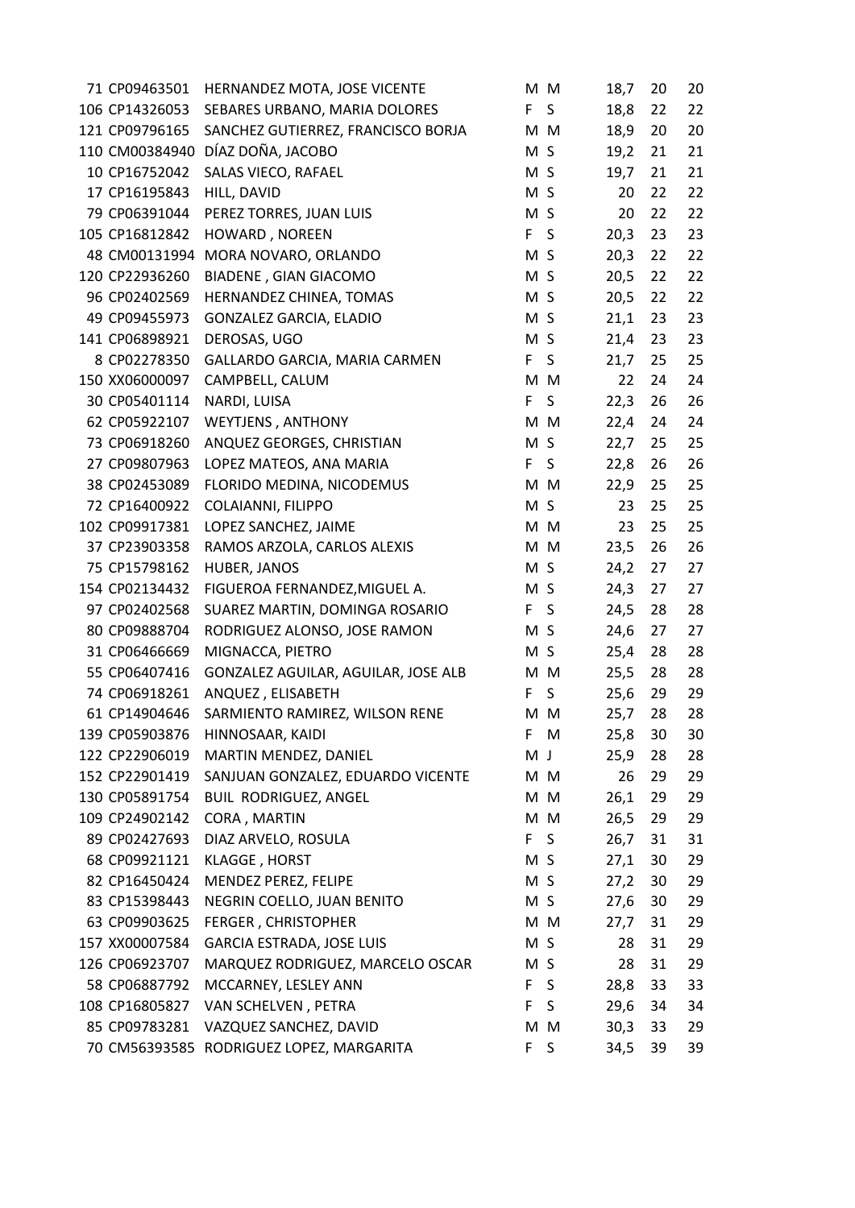| | | | | | | | |
|---|---|---|---|---|---|---|---|
| 71 | CP09463501 | HERNANDEZ MOTA, JOSE VICENTE | M | M | 18,7 | 20 | 20 |
| 106 | CP14326053 | SEBARES URBANO, MARIA DOLORES | F | S | 18,8 | 22 | 22 |
| 121 | CP09796165 | SANCHEZ GUTIERREZ, FRANCISCO BORJA | M | M | 18,9 | 20 | 20 |
| 110 | CM00384940 | DÍAZ DOÑA, JACOBO | M | S | 19,2 | 21 | 21 |
| 10 | CP16752042 | SALAS VIECO, RAFAEL | M | S | 19,7 | 21 | 21 |
| 17 | CP16195843 | HILL, DAVID | M | S | 20 | 22 | 22 |
| 79 | CP06391044 | PEREZ TORRES, JUAN LUIS | M | S | 20 | 22 | 22 |
| 105 | CP16812842 | HOWARD , NOREEN | F | S | 20,3 | 23 | 23 |
| 48 | CM00131994 | MORA NOVARO, ORLANDO | M | S | 20,3 | 22 | 22 |
| 120 | CP22936260 | BIADENE , GIAN GIACOMO | M | S | 20,5 | 22 | 22 |
| 96 | CP02402569 | HERNANDEZ CHINEA, TOMAS | M | S | 20,5 | 22 | 22 |
| 49 | CP09455973 | GONZALEZ GARCIA, ELADIO | M | S | 21,1 | 23 | 23 |
| 141 | CP06898921 | DEROSAS, UGO | M | S | 21,4 | 23 | 23 |
| 8 | CP02278350 | GALLARDO GARCIA, MARIA CARMEN | F | S | 21,7 | 25 | 25 |
| 150 | XX06000097 | CAMPBELL, CALUM | M | M | 22 | 24 | 24 |
| 30 | CP05401114 | NARDI, LUISA | F | S | 22,3 | 26 | 26 |
| 62 | CP05922107 | WEYTJENS , ANTHONY | M | M | 22,4 | 24 | 24 |
| 73 | CP06918260 | ANQUEZ GEORGES, CHRISTIAN | M | S | 22,7 | 25 | 25 |
| 27 | CP09807963 | LOPEZ MATEOS, ANA MARIA | F | S | 22,8 | 26 | 26 |
| 38 | CP02453089 | FLORIDO MEDINA, NICODEMUS | M | M | 22,9 | 25 | 25 |
| 72 | CP16400922 | COLAIANNI, FILIPPO | M | S | 23 | 25 | 25 |
| 102 | CP09917381 | LOPEZ SANCHEZ, JAIME | M | M | 23 | 25 | 25 |
| 37 | CP23903358 | RAMOS ARZOLA, CARLOS ALEXIS | M | M | 23,5 | 26 | 26 |
| 75 | CP15798162 | HUBER, JANOS | M | S | 24,2 | 27 | 27 |
| 154 | CP02134432 | FIGUEROA FERNANDEZ,MIGUEL A. | M | S | 24,3 | 27 | 27 |
| 97 | CP02402568 | SUAREZ MARTIN, DOMINGA ROSARIO | F | S | 24,5 | 28 | 28 |
| 80 | CP09888704 | RODRIGUEZ ALONSO, JOSE RAMON | M | S | 24,6 | 27 | 27 |
| 31 | CP06466669 | MIGNACCA, PIETRO | M | S | 25,4 | 28 | 28 |
| 55 | CP06407416 | GONZALEZ AGUILAR, AGUILAR, JOSE ALB | M | M | 25,5 | 28 | 28 |
| 74 | CP06918261 | ANQUEZ , ELISABETH | F | S | 25,6 | 29 | 29 |
| 61 | CP14904646 | SARMIENTO RAMIREZ, WILSON RENE | M | M | 25,7 | 28 | 28 |
| 139 | CP05903876 | HINNOSAAR, KAIDI | F | M | 25,8 | 30 | 30 |
| 122 | CP22906019 | MARTIN MENDEZ, DANIEL | M | J | 25,9 | 28 | 28 |
| 152 | CP22901419 | SANJUAN GONZALEZ, EDUARDO VICENTE | M | M | 26 | 29 | 29 |
| 130 | CP05891754 | BUIL RODRIGUEZ, ANGEL | M | M | 26,1 | 29 | 29 |
| 109 | CP24902142 | CORA , MARTIN | M | M | 26,5 | 29 | 29 |
| 89 | CP02427693 | DIAZ ARVELO, ROSULA | F | S | 26,7 | 31 | 31 |
| 68 | CP09921121 | KLAGGE , HORST | M | S | 27,1 | 30 | 29 |
| 82 | CP16450424 | MENDEZ PEREZ, FELIPE | M | S | 27,2 | 30 | 29 |
| 83 | CP15398443 | NEGRIN COELLO, JUAN BENITO | M | S | 27,6 | 30 | 29 |
| 63 | CP09903625 | FERGER , CHRISTOPHER | M | M | 27,7 | 31 | 29 |
| 157 | XX00007584 | GARCIA ESTRADA, JOSE LUIS | M | S | 28 | 31 | 29 |
| 126 | CP06923707 | MARQUEZ RODRIGUEZ, MARCELO OSCAR | M | S | 28 | 31 | 29 |
| 58 | CP06887792 | MCCARNEY, LESLEY ANN | F | S | 28,8 | 33 | 33 |
| 108 | CP16805827 | VAN SCHELVEN , PETRA | F | S | 29,6 | 34 | 34 |
| 85 | CP09783281 | VAZQUEZ SANCHEZ, DAVID | M | M | 30,3 | 33 | 29 |
| 70 | CM56393585 | RODRIGUEZ LOPEZ, MARGARITA | F | S | 34,5 | 39 | 39 |